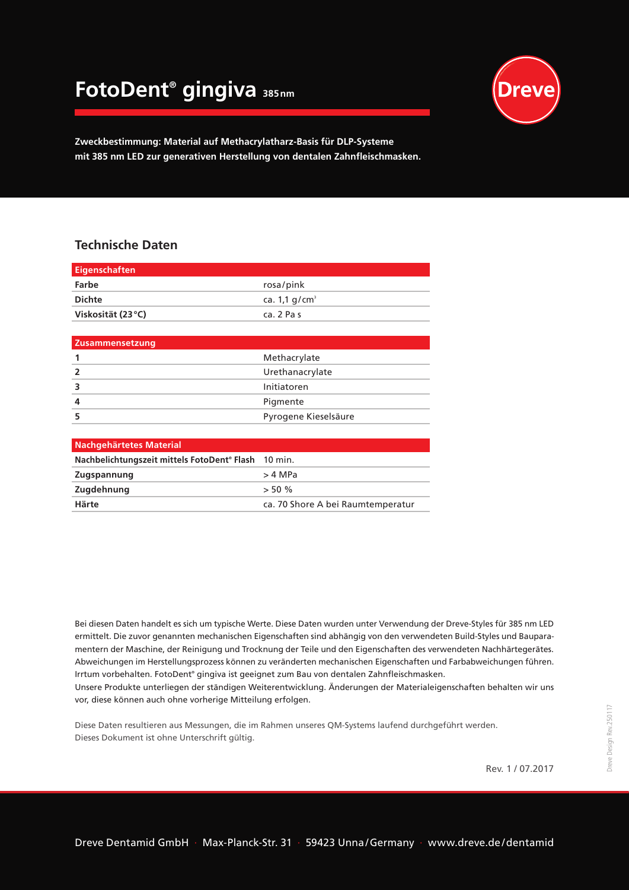# FotoDent® gingiva 385 nm

Dreve

**Zweckbestimmung: Material auf Methacrylatharz-Basis für DLP-Systeme mit 385 nm LED zur generativen Herstellung von dentalen Zahnfleischmasken.**

## Technische Daten

| Eigenschaften | |
|---|---|
| **Farbe** | rosa/pink |
| **Dichte** | ca. 1,1 g/cm³ |
| **Viskosität (23 °C)** | ca. 2 Pa s |

| Zusammensetzung | |
|---|---|
| **1** | Methacrylate |
| **2** | Urethanacrylate |
| **3** | Initiatoren |
| **4** | Pigmente |
| **5** | Pyrogene Kieselsäure |

| Nachgehärtetes Material | |
|---|---|
| **Nachbelichtungszeit mittels FotoDent® Flash** | 10 min. |
| **Zugspannung** | > 4 MPa |
| **Zugdehnung** | > 50 % |
| **Härte** | ca. 70 Shore A bei Raumtemperatur |

Bei diesen Daten handelt es sich um typische Werte. Diese Daten wurden unter Verwendung der Dreve-Styles für 385 nm LED ermittelt. Die zuvor genannten mechanischen Eigenschaften sind abhängig von den verwendeten Build-Styles und Bauparamentern der Maschine, der Reinigung und Trocknung der Teile und den Eigenschaften des verwendeten Nachhärtegerätes. Abweichungen im Herstellungsprozess können zu veränderten mechanischen Eigenschaften und Farbabweichungen führen. Irrtum vorbehalten. FotoDent® gingiva ist geeignet zum Bau von dentalen Zahnfleischmasken.
Unsere Produkte unterliegen der ständigen Weiterentwicklung. Änderungen der Materialeigenschaften behalten wir uns vor, diese können auch ohne vorherige Mitteilung erfolgen.

Diese Daten resultieren aus Messungen, die im Rahmen unseres QM-Systems laufend durchgeführt werden.
Dieses Dokument ist ohne Unterschrift gültig.

Rev. 1 / 07.2017

Dreve Design Rev.250117

Dreve Dentamid GmbH · Max-Planck-Str. 31 · 59423 Unna/Germany · www.dreve.de/dentamid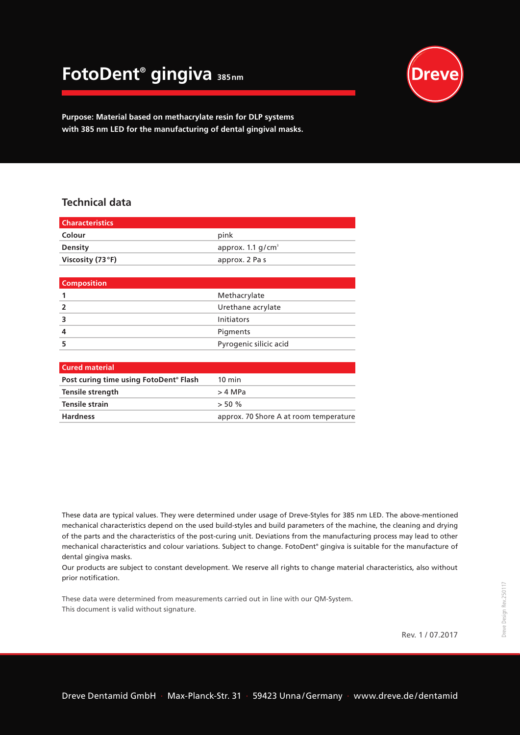# FotoDent® gingiva 385 nm

**Purpose: Material based on methacrylate resin for DLP systems with 385 nm LED for the manufacturing of dental gingival masks.**

## Technical data

| **Characteristics** | |
|---|---|
| **Colour** | pink |
| **Density** | approx. 1.1 g/cm³ |
| **Viscosity (73 °F)** | approx. 2 Pa s |

| **Composition** | |
|---|---|
| **1** | Methacrylate |
| **2** | Urethane acrylate |
| **3** | Initiators |
| **4** | Pigments |
| **5** | Pyrogenic silicic acid |

| **Cured material** | |
|---|---|
| **Post curing time using FotoDent® Flash** | 10 min |
| **Tensile strength** | > 4 MPa |
| **Tensile strain** | > 50 % |
| **Hardness** | approx. 70 Shore A at room temperature |

These data are typical values. They were determined under usage of Dreve-Styles for 385 nm LED. The above-mentioned mechanical characteristics depend on the used build-styles and build parameters of the machine, the cleaning and drying of the parts and the characteristics of the post-curing unit. Deviations from the manufacturing process may lead to other mechanical characteristics and colour variations. Subject to change. FotoDent® gingiva is suitable for the manufacture of dental gingiva masks.
Our products are subject to constant development. We reserve all rights to change material characteristics, also without prior notification.

These data were determined from measurements carried out in line with our QM-System.
This document is valid without signature.

Rev. 1 / 07.2017

Dreve Dentamid GmbH · Max-Planck-Str. 31 · 59423 Unna/Germany · www.dreve.de/dentamid